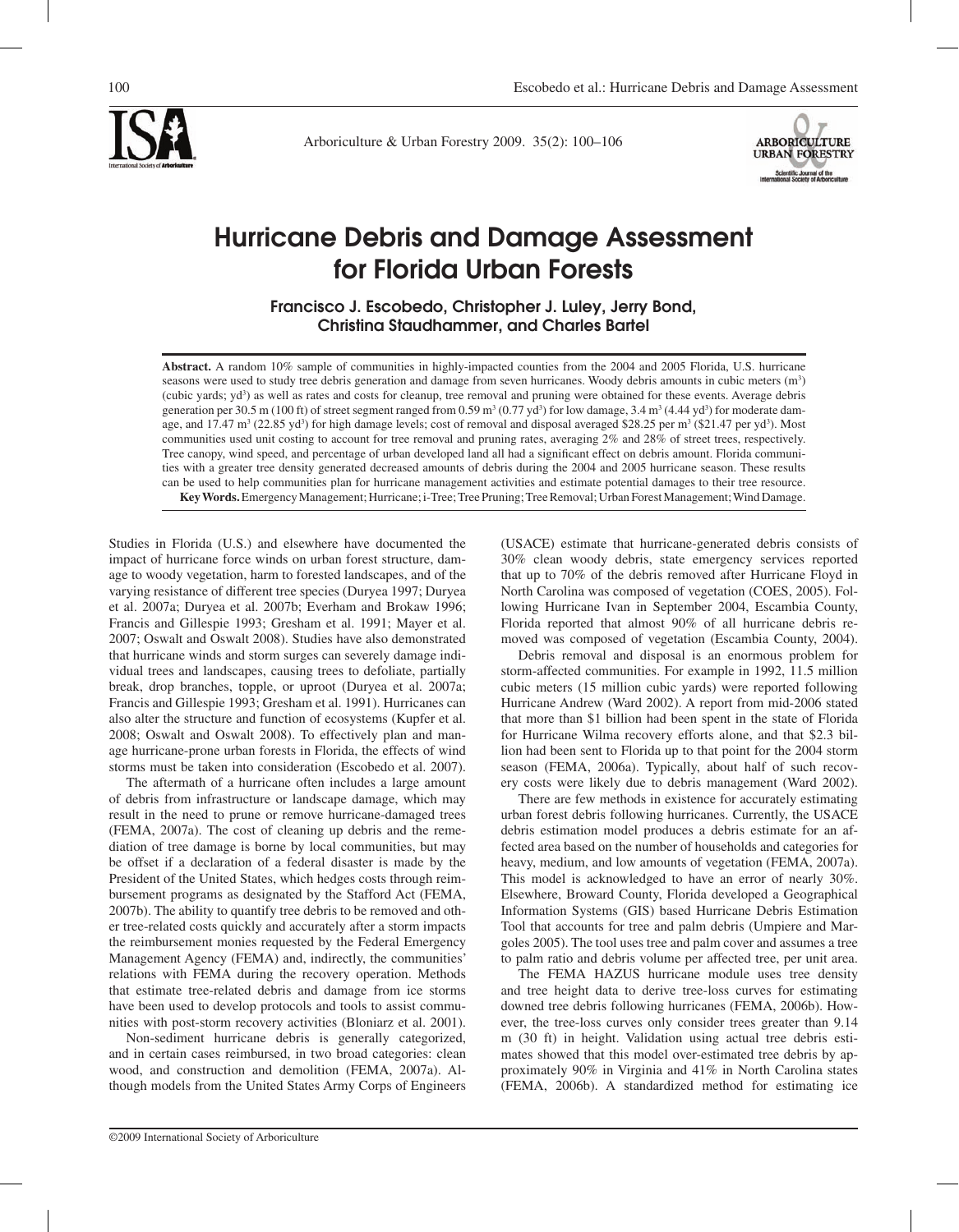# Hurricane Debris and Damage Assessment for Florida Urban Forests

**Francisco J. Escobedo, Christopher J. Luley, Jerry Bond, Christina Staudhammer, and Charles Bartel**

**Abstract.** A random 10% sample of communities in highly-impacted counties from the 2004 and 2005 Florida, U.S. hurricane seasons were used to study tree debris generation and damage from seven hurricanes. Woody debris amounts in cubic meters ($m^3$) (cubic yards; $yd^3$) as well as rates and costs for cleanup, tree removal and pruning were obtained for these events. Average debris generation per 30.5 m (100 ft) of street segment ranged from 0.59 $m^3$ (0.77 $yd^3$) for low damage, 3.4 $m^3$ (4.44 $yd^3$) for moderate damage, and 17.47 $m^3$ (22.85 $yd^3$) for high damage levels; cost of removal and disposal averaged \$28.25 per $m^3$ (\$21.47 per $yd^3$). Most communities used unit costing to account for tree removal and pruning rates, averaging 2% and 28% of street trees, respectively. Tree canopy, wind speed, and percentage of urban developed land all had a significant effect on debris amount. Florida communities with a greater tree density generated decreased amounts of debris during the 2004 and 2005 hurricane season. These results can be used to help communities plan for hurricane management activities and estimate potential damages to their tree resource.

**Key Words.** Emergency Management; Hurricane; i-Tree; Tree Pruning; Tree Removal; Urban Forest Management; Wind Damage.

Studies in Florida (U.S.) and elsewhere have documented the impact of hurricane force winds on urban forest structure, damage to woody vegetation, harm to forested landscapes, and of the varying resistance of different tree species (Duryea 1997; Duryea et al. 2007a; Duryea et al. 2007b; Everham and Brokaw 1996; Francis and Gillespie 1993; Gresham et al. 1991; Mayer et al. 2007; Oswalt and Oswalt 2008). Studies have also demonstrated that hurricane winds and storm surges can severely damage individual trees and landscapes, causing trees to defoliate, partially break, drop branches, topple, or uproot (Duryea et al. 2007a; Francis and Gillespie 1993; Gresham et al. 1991). Hurricanes can also alter the structure and function of ecosystems (Kupfer et al. 2008; Oswalt and Oswalt 2008). To effectively plan and manage hurricane-prone urban forests in Florida, the effects of wind storms must be taken into consideration (Escobedo et al. 2007).

The aftermath of a hurricane often includes a large amount of debris from infrastructure or landscape damage, which may result in the need to prune or remove hurricane-damaged trees (FEMA, 2007a). The cost of cleaning up debris and the remediation of tree damage is borne by local communities, but may be offset if a declaration of a federal disaster is made by the President of the United States, which hedges costs through reimbursement programs as designated by the Stafford Act (FEMA, 2007b). The ability to quantify tree debris to be removed and other tree-related costs quickly and accurately after a storm impacts the reimbursement monies requested by the Federal Emergency Management Agency (FEMA) and, indirectly, the communities' relations with FEMA during the recovery operation. Methods that estimate tree-related debris and damage from ice storms have been used to develop protocols and tools to assist communities with post-storm recovery activities (Bloniarz et al. 2001).

Non-sediment hurricane debris is generally categorized, and in certain cases reimbursed, in two broad categories: clean wood, and construction and demolition (FEMA, 2007a). Although models from the United States Army Corps of Engineers (USACE) estimate that hurricane-generated debris consists of 30% clean woody debris, state emergency services reported that up to 70% of the debris removed after Hurricane Floyd in North Carolina was composed of vegetation (COES, 2005). Following Hurricane Ivan in September 2004, Escambia County, Florida reported that almost 90% of all hurricane debris removed was composed of vegetation (Escambia County, 2004).

Debris removal and disposal is an enormous problem for storm-affected communities. For example in 1992, 11.5 million cubic meters (15 million cubic yards) were reported following Hurricane Andrew (Ward 2002). A report from mid-2006 stated that more than \$1 billion had been spent in the state of Florida for Hurricane Wilma recovery efforts alone, and that \$2.3 billion had been sent to Florida up to that point for the 2004 storm season (FEMA, 2006a). Typically, about half of such recovery costs were likely due to debris management (Ward 2002).

There are few methods in existence for accurately estimating urban forest debris following hurricanes. Currently, the USACE debris estimation model produces a debris estimate for an affected area based on the number of households and categories for heavy, medium, and low amounts of vegetation (FEMA, 2007a). This model is acknowledged to have an error of nearly 30%. Elsewhere, Broward County, Florida developed a Geographical Information Systems (GIS) based Hurricane Debris Estimation Tool that accounts for tree and palm debris (Umpiere and Margoles 2005). The tool uses tree and palm cover and assumes a tree to palm ratio and debris volume per affected tree, per unit area.

The FEMA HAZUS hurricane module uses tree density and tree height data to derive tree-loss curves for estimating downed tree debris following hurricanes (FEMA, 2006b). However, the tree-loss curves only consider trees greater than 9.14 m (30 ft) in height. Validation using actual tree debris estimates showed that this model over-estimated tree debris by approximately 90% in Virginia and 41% in North Carolina states (FEMA, 2006b). A standardized method for estimating ice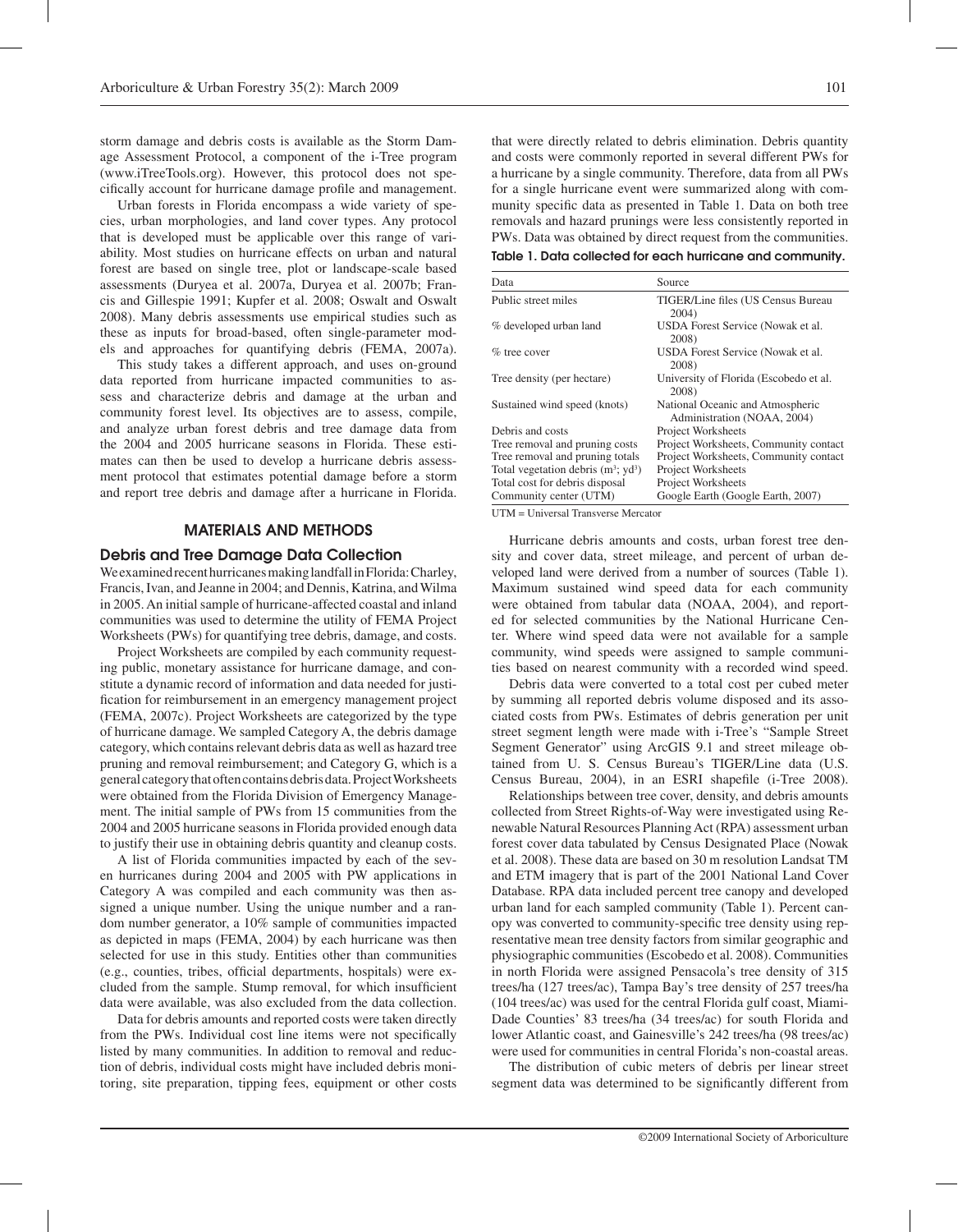storm damage and debris costs is available as the Storm Damage Assessment Protocol, a component of the i-Tree program (www.iTreeTools.org). However, this protocol does not specifically account for hurricane damage profile and management.

Urban forests in Florida encompass a wide variety of species, urban morphologies, and land cover types. Any protocol that is developed must be applicable over this range of variability. Most studies on hurricane effects on urban and natural forest are based on single tree, plot or landscape-scale based assessments (Duryea et al. 2007a, Duryea et al. 2007b; Francis and Gillespie 1991; Kupfer et al. 2008; Oswalt and Oswalt 2008). Many debris assessments use empirical studies such as these as inputs for broad-based, often single-parameter models and approaches for quantifying debris (FEMA, 2007a).

This study takes a different approach, and uses on-ground data reported from hurricane impacted communities to assess and characterize debris and damage at the urban and community forest level. Its objectives are to assess, compile, and analyze urban forest debris and tree damage data from the 2004 and 2005 hurricane seasons in Florida. These estimates can then be used to develop a hurricane debris assessment protocol that estimates potential damage before a storm and report tree debris and damage after a hurricane in Florida.

## MATERIALS AND METHODS

### Debris and Tree Damage Data Collection

We examined recent hurricanes making landfall in Florida: Charley, Francis, Ivan, and Jeanne in 2004; and Dennis, Katrina, and Wilma in 2005. An initial sample of hurricane-affected coastal and inland communities was used to determine the utility of FEMA Project Worksheets (PWs) for quantifying tree debris, damage, and costs.

Project Worksheets are compiled by each community requesting public, monetary assistance for hurricane damage, and constitute a dynamic record of information and data needed for justification for reimbursement in an emergency management project (FEMA, 2007c). Project Worksheets are categorized by the type of hurricane damage. We sampled Category A, the debris damage category, which contains relevant debris data as well as hazard tree pruning and removal reimbursement; and Category G, which is a general category that often contains debris data. Project Worksheets were obtained from the Florida Division of Emergency Management. The initial sample of PWs from 15 communities from the 2004 and 2005 hurricane seasons in Florida provided enough data to justify their use in obtaining debris quantity and cleanup costs.

A list of Florida communities impacted by each of the seven hurricanes during 2004 and 2005 with PW applications in Category A was compiled and each community was then assigned a unique number. Using the unique number and a random number generator, a 10% sample of communities impacted as depicted in maps (FEMA, 2004) by each hurricane was then selected for use in this study. Entities other than communities (e.g., counties, tribes, official departments, hospitals) were excluded from the sample. Stump removal, for which insufficient data were available, was also excluded from the data collection.

Data for debris amounts and reported costs were taken directly from the PWs. Individual cost line items were not specifically listed by many communities. In addition to removal and reduction of debris, individual costs might have included debris monitoring, site preparation, tipping fees, equipment or other costs that were directly related to debris elimination. Debris quantity and costs were commonly reported in several different PWs for a hurricane by a single community. Therefore, data from all PWs for a single hurricane event were summarized along with community specific data as presented in Table 1. Data on both tree removals and hazard prunings were less consistently reported in PWs. Data was obtained by direct request from the communities.

**Table 1. Data collected for each hurricane and community.**

| Data | Source |
|---|---|
| Public street miles | TIGER/Line files (US Census Bureau 2004) |
| % developed urban land | USDA Forest Service (Nowak et al. 2008) |
| % tree cover | USDA Forest Service (Nowak et al. 2008) |
| Tree density (per hectare) | University of Florida (Escobedo et al. 2008) |
| Sustained wind speed (knots) | National Oceanic and Atmospheric Administration (NOAA, 2004) |
| Debris and costs | Project Worksheets |
| Tree removal and pruning costs | Project Worksheets, Community contact |
| Tree removal and pruning totals | Project Worksheets, Community contact |
| Total vegetation debris ($m^3$; $yd^3$) | Project Worksheets |
| Total cost for debris disposal | Project Worksheets |
| Community center (UTM) | Google Earth (Google Earth, 2007) |

UTM = Universal Transverse Mercator

Hurricane debris amounts and costs, urban forest tree density and cover data, street mileage, and percent of urban developed land were derived from a number of sources (Table 1). Maximum sustained wind speed data for each community were obtained from tabular data (NOAA, 2004), and reported for selected communities by the National Hurricane Center. Where wind speed data were not available for a sample community, wind speeds were assigned to sample communities based on nearest community with a recorded wind speed.

Debris data were converted to a total cost per cubed meter by summing all reported debris volume disposed and its associated costs from PWs. Estimates of debris generation per unit street segment length were made with i-Tree's "Sample Street Segment Generator" using ArcGIS 9.1 and street mileage obtained from U. S. Census Bureau's TIGER/Line data (U.S. Census Bureau, 2004), in an ESRI shapefile (i-Tree 2008).

Relationships between tree cover, density, and debris amounts collected from Street Rights-of-Way were investigated using Renewable Natural Resources Planning Act (RPA) assessment urban forest cover data tabulated by Census Designated Place (Nowak et al. 2008). These data are based on 30 m resolution Landsat TM and ETM imagery that is part of the 2001 National Land Cover Database. RPA data included percent tree canopy and developed urban land for each sampled community (Table 1). Percent canopy was converted to community-specific tree density using representative mean tree density factors from similar geographic and physiographic communities (Escobedo et al. 2008). Communities in north Florida were assigned Pensacola's tree density of 315 trees/ha (127 trees/ac), Tampa Bay's tree density of 257 trees/ha (104 trees/ac) was used for the central Florida gulf coast, Miami-Dade Counties' 83 trees/ha (34 trees/ac) for south Florida and lower Atlantic coast, and Gainesville's 242 trees/ha (98 trees/ac) were used for communities in central Florida's non-coastal areas.

The distribution of cubic meters of debris per linear street segment data was determined to be significantly different from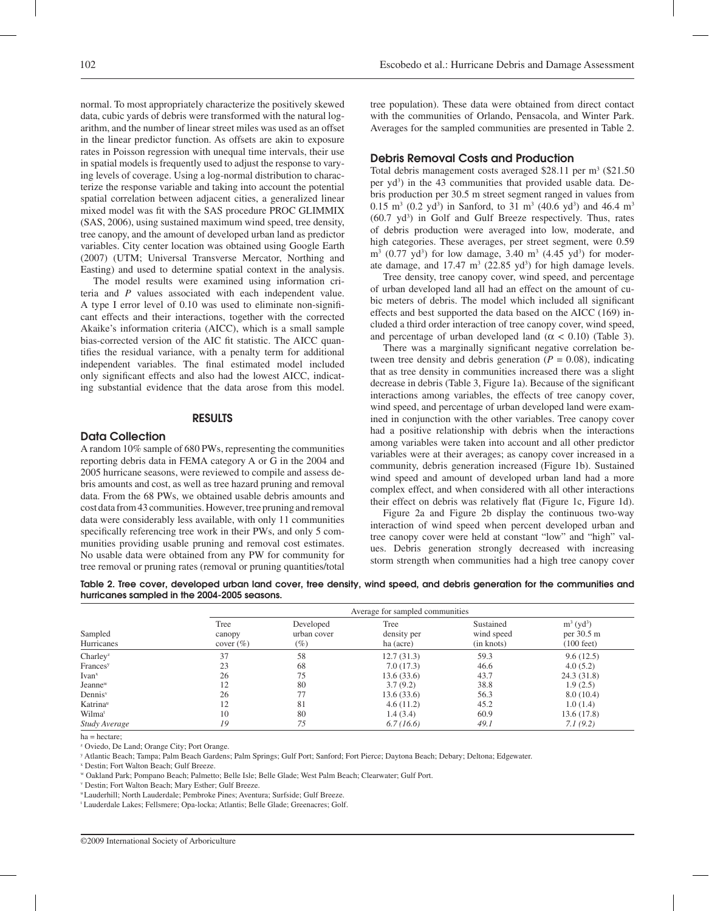normal. To most appropriately characterize the positively skewed data, cubic yards of debris were transformed with the natural logarithm, and the number of linear street miles was used as an offset in the linear predictor function. As offsets are akin to exposure rates in Poisson regression with unequal time intervals, their use in spatial models is frequently used to adjust the response to varying levels of coverage. Using a log-normal distribution to characterize the response variable and taking into account the potential spatial correlation between adjacent cities, a generalized linear mixed model was fit with the SAS procedure PROC GLIMMIX (SAS, 2006), using sustained maximum wind speed, tree density, tree canopy, and the amount of developed urban land as predictor variables. City center location was obtained using Google Earth (2007) (UTM; Universal Transverse Mercator, Northing and Easting) and used to determine spatial context in the analysis.

The model results were examined using information criteria and *P* values associated with each independent value. A type I error level of 0.10 was used to eliminate non-significant effects and their interactions, together with the corrected Akaike's information criteria (AICC), which is a small sample bias-corrected version of the AIC fit statistic. The AICC quantifies the residual variance, with a penalty term for additional independent variables. The final estimated model included only significant effects and also had the lowest AICC, indicating substantial evidence that the data arose from this model.

## RESULTS

### Data Collection

A random 10% sample of 680 PWs, representing the communities reporting debris data in FEMA category A or G in the 2004 and 2005 hurricane seasons, were reviewed to compile and assess debris amounts and cost, as well as tree hazard pruning and removal data. From the 68 PWs, we obtained usable debris amounts and cost data from 43 communities. However, tree pruning and removal data were considerably less available, with only 11 communities specifically referencing tree work in their PWs, and only 5 communities providing usable pruning and removal cost estimates. No usable data were obtained from any PW for community for tree removal or pruning rates (removal or pruning quantities/total tree population). These data were obtained from direct contact with the communities of Orlando, Pensacola, and Winter Park. Averages for the sampled communities are presented in Table 2.

### Debris Removal Costs and Production

Total debris management costs averaged \$28.11 per $m^3$ (\$21.50 per $yd^3$) in the 43 communities that provided usable data. Debris production per 30.5 m street segment ranged in values from 0.15 $m^3$ (0.2 $yd^3$) in Sanford, to 31 $m^3$ (40.6 $yd^3$) and 46.4 $m^3$ (60.7 $yd^3$) in Golf and Gulf Breeze respectively. Thus, rates of debris production were averaged into low, moderate, and high categories. These averages, per street segment, were 0.59 $m^3$ (0.77 $yd^3$) for low damage, 3.40 $m^3$ (4.45 $yd^3$) for moderate damage, and 17.47 $m^3$ (22.85 $yd^3$) for high damage levels.

Tree density, tree canopy cover, wind speed, and percentage of urban developed land all had an effect on the amount of cubic meters of debris. The model which included all significant effects and best supported the data based on the AICC (169) included a third order interaction of tree canopy cover, wind speed, and percentage of urban developed land ($\alpha < 0.10$) (Table 3).

There was a marginally significant negative correlation between tree density and debris generation ($P = 0.08$), indicating that as tree density in communities increased there was a slight decrease in debris (Table 3, Figure 1a). Because of the significant interactions among variables, the effects of tree canopy cover, wind speed, and percentage of urban developed land were examined in conjunction with the other variables. Tree canopy cover had a positive relationship with debris when the interactions among variables were taken into account and all other predictor variables were at their averages; as canopy cover increased in a community, debris generation increased (Figure 1b). Sustained wind speed and amount of developed urban land had a more complex effect, and when considered with all other interactions their effect on debris was relatively flat (Figure 1c, Figure 1d).

Figure 2a and Figure 2b display the continuous two-way interaction of wind speed when percent developed urban and tree canopy cover were held at constant "low" and "high" values. Debris generation strongly decreased with increasing storm strength when communities had a high tree canopy cover

**Table 2. Tree cover, developed urban land cover, tree density, wind speed, and debris generation for the communities and hurricanes sampled in the 2004-2005 seasons.**

| | Average for sampled communities | | | | |
|---|---|---|---|---|---|
| Sampled Hurricanes | Tree canopy cover (%) | Developed urban cover (%) | Tree density per ha (acre) | Sustained wind speed (in knots) | $m^3$ ($yd^3$) per 30.5 m (100 feet) |
| Charley[z] | 37 | 58 | 12.7 (31.3) | 59.3 | 9.6 (12.5) |
| Frances[y] | 23 | 68 | 7.0 (17.3) | 46.6 | 4.0 (5.2) |
| Ivan[x] | 26 | 75 | 13.6 (33.6) | 43.7 | 24.3 (31.8) |
| Jeanne[w] | 12 | 80 | 3.7 (9.2) | 38.8 | 1.9 (2.5) |
| Dennis[v] | 26 | 77 | 13.6 (33.6) | 56.3 | 8.0 (10.4) |
| Katrina[u] | 12 | 81 | 4.6 (11.2) | 45.2 | 1.0 (1.4) |
| Wilma[t] | 10 | 80 | 1.4 (3.4) | 60.9 | 13.6 (17.8) |
| *Study Average* | *19* | *75* | *6.7 (16.6)* | *49.1* | *7.1 (9.2)* |

ha = hectare;

[z] Oviedo, De Land; Orange City; Port Orange.

[y] Atlantic Beach; Tampa; Palm Beach Gardens; Palm Springs; Gulf Port; Sanford; Fort Pierce; Daytona Beach; Debary; Deltona; Edgewater.

[x] Destin; Fort Walton Beach; Gulf Breeze.

[w] Oakland Park; Pompano Beach; Palmetto; Belle Isle; Belle Glade; West Palm Beach; Clearwater; Gulf Port.

[v] Destin; Fort Walton Beach; Mary Esther; Gulf Breeze.

[u] Lauderhill; North Lauderdale; Pembroke Pines; Aventura; Surfside; Gulf Breeze.

[t] Lauderdale Lakes; Fellsmere; Opa-locka; Atlantis; Belle Glade; Greenacres; Golf.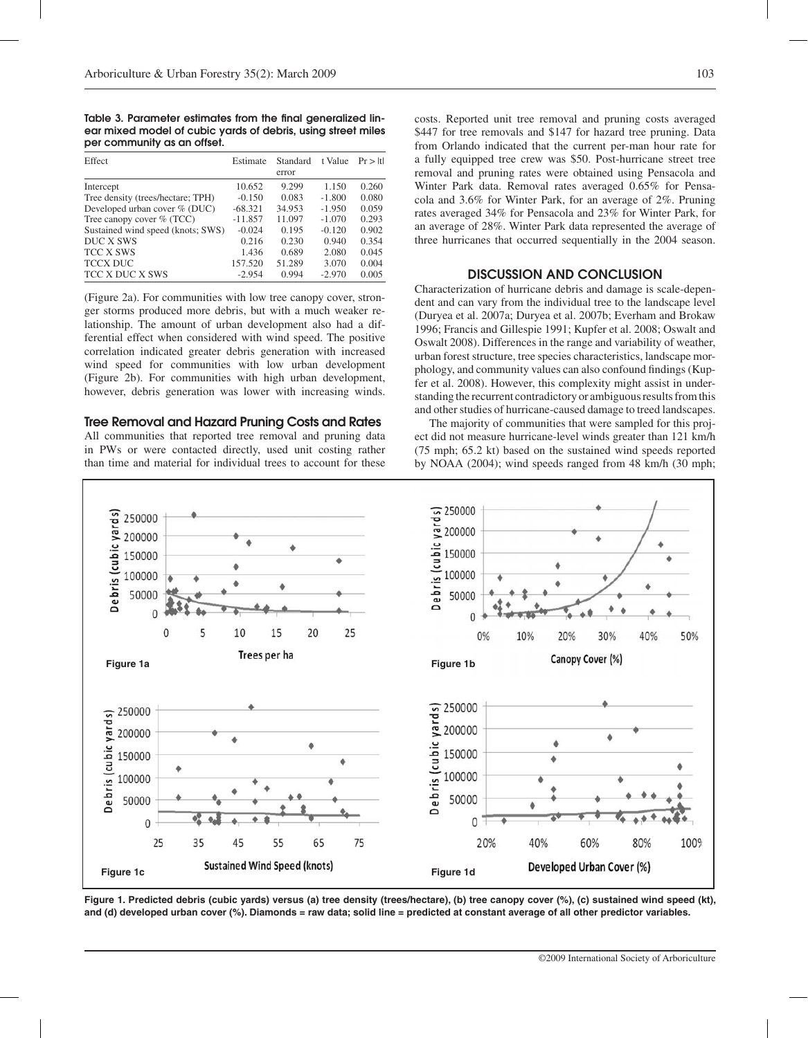**Table 3. Parameter estimates from the final generalized linear mixed model of cubic yards of debris, using street miles per community as an offset.**

| Effect | Estimate | Standard error | t Value | Pr > \|t\| |
|---|---|---|---|---|
| Intercept | 10.652 | 9.299 | 1.150 | 0.260 |
| Tree density (trees/hectare; TPH) | -0.150 | 0.083 | -1.800 | 0.080 |
| Developed urban cover % (DUC) | -68.321 | 34.953 | -1.950 | 0.059 |
| Tree canopy cover % (TCC) | -11.857 | 11.097 | -1.070 | 0.293 |
| Sustained wind speed (knots; SWS) | -0.024 | 0.195 | -0.120 | 0.902 |
| DUC X SWS | 0.216 | 0.230 | 0.940 | 0.354 |
| TCC X SWS | 1.436 | 0.689 | 2.080 | 0.045 |
| TCCX DUC | 157.520 | 51.289 | 3.070 | 0.004 |
| TCC X DUC X SWS | -2.954 | 0.994 | -2.970 | 0.005 |

(Figure 2a). For communities with low tree canopy cover, stronger storms produced more debris, but with a much weaker relationship. The amount of urban development also had a differential effect when considered with wind speed. The positive correlation indicated greater debris generation with increased wind speed for communities with low urban development (Figure 2b). For communities with high urban development, however, debris generation was lower with increasing winds.

### Tree Removal and Hazard Pruning Costs and Rates

All communities that reported tree removal and pruning data in PWs or were contacted directly, used unit costing rather than time and material for individual trees to account for these costs. Reported unit tree removal and pruning costs averaged \$447 for tree removals and \$147 for hazard tree pruning. Data from Orlando indicated that the current per-man hour rate for a fully equipped tree crew was \$50. Post-hurricane street tree removal and pruning rates were obtained using Pensacola and Winter Park data. Removal rates averaged 0.65% for Pensacola and 3.6% for Winter Park, for an average of 2%. Pruning rates averaged 34% for Pensacola and 23% for Winter Park, for an average of 28%. Winter Park data represented the average of three hurricanes that occurred sequentially in the 2004 season.

## DISCUSSION AND CONCLUSION

Characterization of hurricane debris and damage is scale-dependent and can vary from the individual tree to the landscape level (Duryea et al. 2007a; Duryea et al. 2007b; Everham and Brokaw 1996; Francis and Gillespie 1991; Kupfer et al. 2008; Oswalt and Oswalt 2008). Differences in the range and variability of weather, urban forest structure, tree species characteristics, landscape morphology, and community values can also confound findings (Kupfer et al. 2008). However, this complexity might assist in understanding the recurrent contradictory or ambiguous results from this and other studies of hurricane-caused damage to treed landscapes.

The majority of communities that were sampled for this project did not measure hurricane-level winds greater than 121 km/h (75 mph; 65.2 kt) based on the sustained wind speeds reported by NOAA (2004); wind speeds ranged from 48 km/h (30 mph;

**Figure 1. Predicted debris (cubic yards) versus (a) tree density (trees/hectare), (b) tree canopy cover (%), (c) sustained wind speed (kt), and (d) developed urban cover (%). Diamonds = raw data; solid line = predicted at constant average of all other predictor variables.**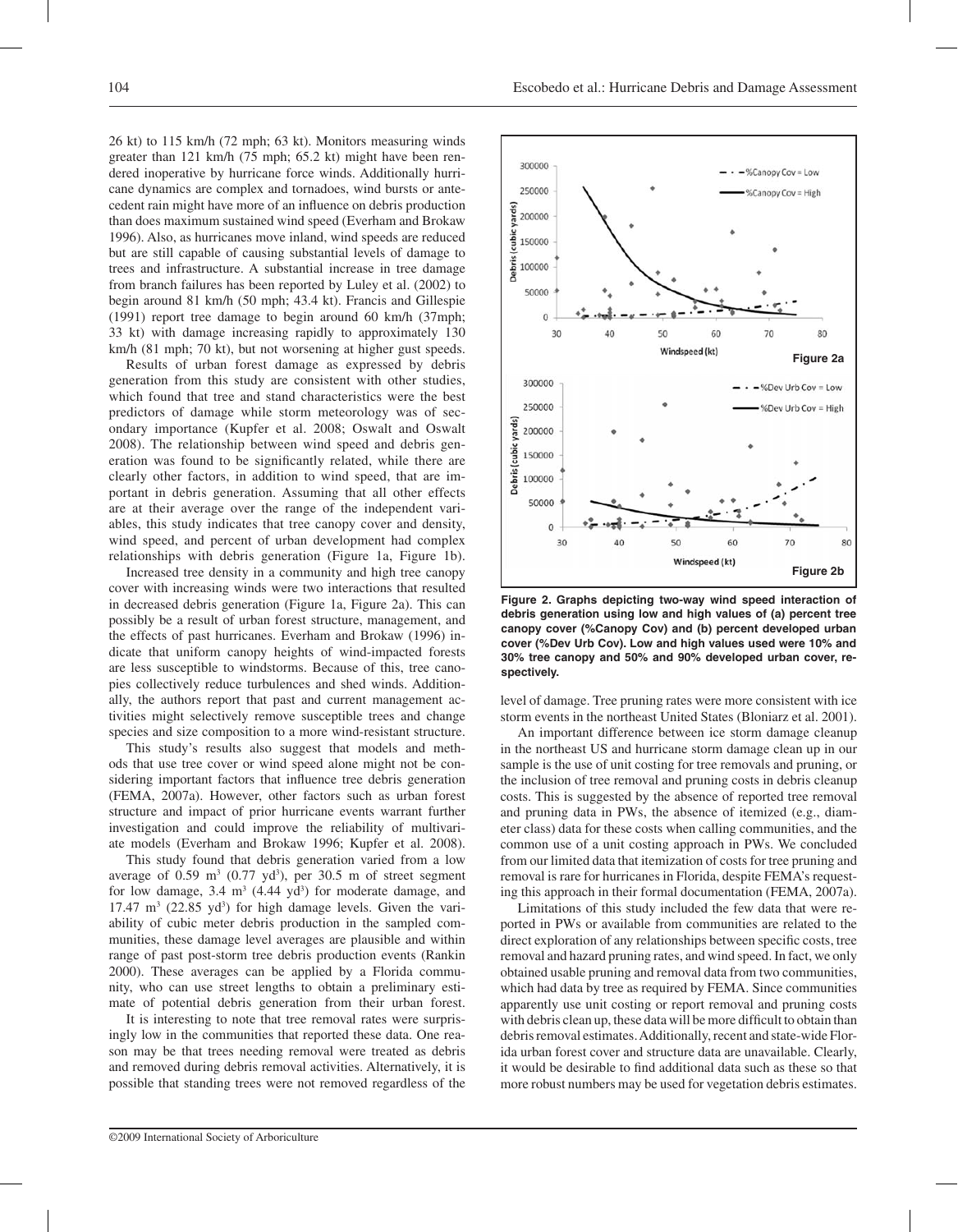26 kt) to 115 km/h (72 mph; 63 kt). Monitors measuring winds greater than 121 km/h (75 mph; 65.2 kt) might have been rendered inoperative by hurricane force winds. Additionally hurricane dynamics are complex and tornadoes, wind bursts or antecedent rain might have more of an influence on debris production than does maximum sustained wind speed (Everham and Brokaw 1996). Also, as hurricanes move inland, wind speeds are reduced but are still capable of causing substantial levels of damage to trees and infrastructure. A substantial increase in tree damage from branch failures has been reported by Luley et al. (2002) to begin around 81 km/h (50 mph; 43.4 kt). Francis and Gillespie (1991) report tree damage to begin around 60 km/h (37mph; 33 kt) with damage increasing rapidly to approximately 130 km/h (81 mph; 70 kt), but not worsening at higher gust speeds.

Results of urban forest damage as expressed by debris generation from this study are consistent with other studies, which found that tree and stand characteristics were the best predictors of damage while storm meteorology was of secondary importance (Kupfer et al. 2008; Oswalt and Oswalt 2008). The relationship between wind speed and debris generation was found to be significantly related, while there are clearly other factors, in addition to wind speed, that are important in debris generation. Assuming that all other effects are at their average over the range of the independent variables, this study indicates that tree canopy cover and density, wind speed, and percent of urban development had complex relationships with debris generation (Figure 1a, Figure 1b).

Increased tree density in a community and high tree canopy cover with increasing winds were two interactions that resulted in decreased debris generation (Figure 1a, Figure 2a). This can possibly be a result of urban forest structure, management, and the effects of past hurricanes. Everham and Brokaw (1996) indicate that uniform canopy heights of wind-impacted forests are less susceptible to windstorms. Because of this, tree canopies collectively reduce turbulences and shed winds. Additionally, the authors report that past and current management activities might selectively remove susceptible trees and change species and size composition to a more wind-resistant structure.

This study's results also suggest that models and methods that use tree cover or wind speed alone might not be considering important factors that influence tree debris generation (FEMA, 2007a). However, other factors such as urban forest structure and impact of prior hurricane events warrant further investigation and could improve the reliability of multivariate models (Everham and Brokaw 1996; Kupfer et al. 2008).

This study found that debris generation varied from a low average of 0.59 $m^3$ (0.77 $yd^3$), per 30.5 m of street segment for low damage, 3.4 $m^3$ (4.44 $yd^3$) for moderate damage, and 17.47 $m^3$ (22.85 $yd^3$) for high damage levels. Given the variability of cubic meter debris production in the sampled communities, these damage level averages are plausible and within range of past post-storm tree debris production events (Rankin 2000). These averages can be applied by a Florida community, who can use street lengths to obtain a preliminary estimate of potential debris generation from their urban forest.

It is interesting to note that tree removal rates were surprisingly low in the communities that reported these data. One reason may be that trees needing removal were treated as debris and removed during debris removal activities. Alternatively, it is possible that standing trees were not removed regardless of the level of damage. Tree pruning rates were more consistent with ice storm events in the northeast United States (Bloniarz et al. 2001).

**Figure 2. Graphs depicting two-way wind speed interaction of debris generation using low and high values of (a) percent tree canopy cover (%Canopy Cov) and (b) percent developed urban cover (%Dev Urb Cov). Low and high values used were 10% and 30% tree canopy and 50% and 90% developed urban cover, respectively.**

An important difference between ice storm damage cleanup in the northeast US and hurricane storm damage clean up in our sample is the use of unit costing for tree removals and pruning, or the inclusion of tree removal and pruning costs in debris cleanup costs. This is suggested by the absence of reported tree removal and pruning data in PWs, the absence of itemized (e.g., diameter class) data for these costs when calling communities, and the common use of a unit costing approach in PWs. We concluded from our limited data that itemization of costs for tree pruning and removal is rare for hurricanes in Florida, despite FEMA's requesting this approach in their formal documentation (FEMA, 2007a).

Limitations of this study included the few data that were reported in PWs or available from communities are related to the direct exploration of any relationships between specific costs, tree removal and hazard pruning rates, and wind speed. In fact, we only obtained usable pruning and removal data from two communities, which had data by tree as required by FEMA. Since communities apparently use unit costing or report removal and pruning costs with debris clean up, these data will be more difficult to obtain than debris removal estimates. Additionally, recent and state-wide Florida urban forest cover and structure data are unavailable. Clearly, it would be desirable to find additional data such as these so that more robust numbers may be used for vegetation debris estimates.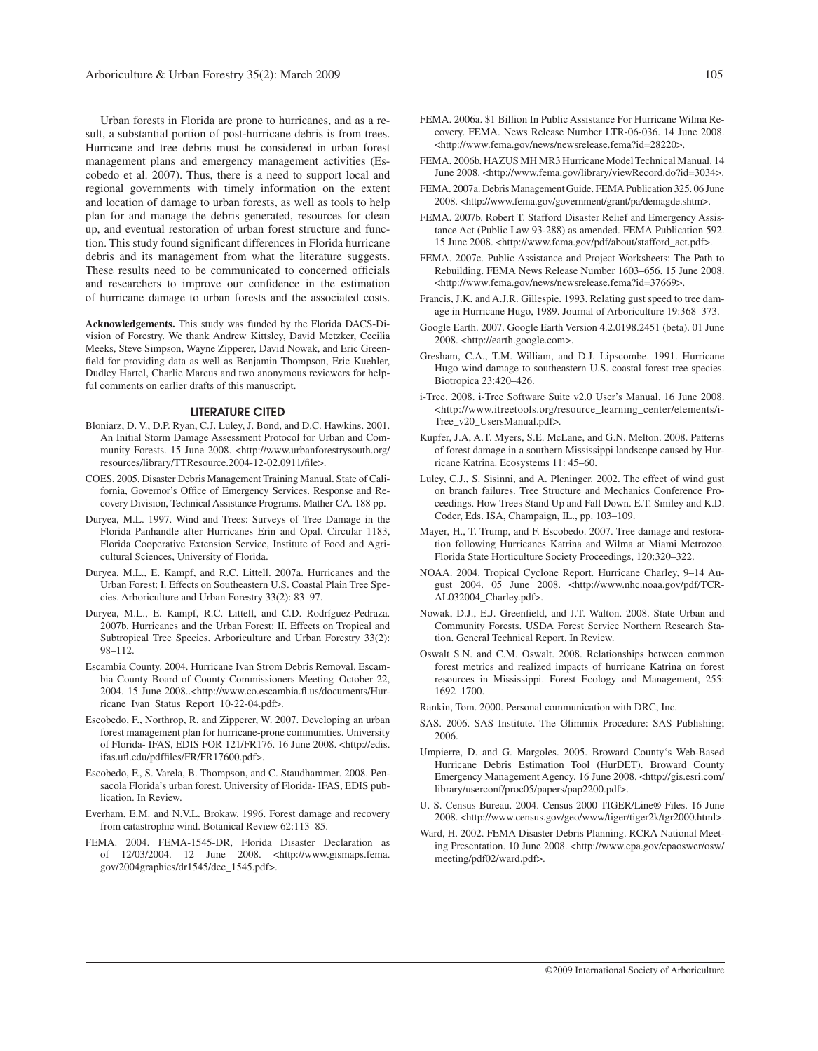Urban forests in Florida are prone to hurricanes, and as a result, a substantial portion of post-hurricane debris is from trees. Hurricane and tree debris must be considered in urban forest management plans and emergency management activities (Escobedo et al. 2007). Thus, there is a need to support local and regional governments with timely information on the extent and location of damage to urban forests, as well as tools to help plan for and manage the debris generated, resources for clean up, and eventual restoration of urban forest structure and function. This study found significant differences in Florida hurricane debris and its management from what the literature suggests. These results need to be communicated to concerned officials and researchers to improve our confidence in the estimation of hurricane damage to urban forests and the associated costs.

**Acknowledgements.** This study was funded by the Florida DACS-Division of Forestry. We thank Andrew Kittsley, David Metzker, Cecilia Meeks, Steve Simpson, Wayne Zipperer, David Nowak, and Eric Greenfield for providing data as well as Benjamin Thompson, Eric Kuehler, Dudley Hartel, Charlie Marcus and two anonymous reviewers for helpful comments on earlier drafts of this manuscript.

## LITERATURE CITED

Bloniarz, D. V., D.P. Ryan, C.J. Luley, J. Bond, and D.C. Hawkins. 2001. An Initial Storm Damage Assessment Protocol for Urban and Community Forests. 15 June 2008. <http://www.urbanforestrysouth.org/resources/library/TTResource.2004-12-02.0911/file>.

COES. 2005. Disaster Debris Management Training Manual. State of California, Governor's Office of Emergency Services. Response and Recovery Division, Technical Assistance Programs. Mather CA. 188 pp.

Duryea, M.L. 1997. Wind and Trees: Surveys of Tree Damage in the Florida Panhandle after Hurricanes Erin and Opal. Circular 1183, Florida Cooperative Extension Service, Institute of Food and Agricultural Sciences, University of Florida.

Duryea, M.L., E. Kampf, and R.C. Littell. 2007a. Hurricanes and the Urban Forest: I. Effects on Southeastern U.S. Coastal Plain Tree Species. Arboriculture and Urban Forestry 33(2): 83–97.

Duryea, M.L., E. Kampf, R.C. Littell, and C.D. Rodríguez-Pedraza. 2007b. Hurricanes and the Urban Forest: II. Effects on Tropical and Subtropical Tree Species. Arboriculture and Urban Forestry 33(2): 98–112.

Escambia County. 2004. Hurricane Ivan Strom Debris Removal. Escambia County Board of County Commissioners Meeting–October 22, 2004. 15 June 2008..<http://www.co.escambia.fl.us/documents/Hurricane_Ivan_Status_Report_10-22-04.pdf>.

Escobedo, F., Northrop, R. and Zipperer, W. 2007. Developing an urban forest management plan for hurricane-prone communities. University of Florida- IFAS, EDIS FOR 121/FR176. 16 June 2008. <http://edis.ifas.ufl.edu/pdffiles/FR/FR17600.pdf>.

Escobedo, F., S. Varela, B. Thompson, and C. Staudhammer. 2008. Pensacola Florida's urban forest. University of Florida- IFAS, EDIS publication. In Review.

Everham, E.M. and N.V.L. Brokaw. 1996. Forest damage and recovery from catastrophic wind. Botanical Review 62:113–85.

FEMA. 2004. FEMA-1545-DR, Florida Disaster Declaration as of 12/03/2004. 12 June 2008. <http://www.gismaps.fema.gov/2004graphics/dr1545/dec_1545.pdf>.

FEMA. 2006a. $1 Billion In Public Assistance For Hurricane Wilma Recovery. FEMA. News Release Number LTR-06-036. 14 June 2008. <http://www.fema.gov/news/newsrelease.fema?id=28220>.

FEMA. 2006b. HAZUS MH MR3 Hurricane Model Technical Manual. 14 June 2008. <http://www.fema.gov/library/viewRecord.do?id=3034>.

FEMA. 2007a. Debris Management Guide. FEMA Publication 325. 06 June 2008. <http://www.fema.gov/government/grant/pa/demagde.shtm>.

FEMA. 2007b. Robert T. Stafford Disaster Relief and Emergency Assistance Act (Public Law 93-288) as amended. FEMA Publication 592. 15 June 2008. <http://www.fema.gov/pdf/about/stafford_act.pdf>.

FEMA. 2007c. Public Assistance and Project Worksheets: The Path to Rebuilding. FEMA News Release Number 1603–656. 15 June 2008. <http://www.fema.gov/news/newsrelease.fema?id=37669>.

Francis, J.K. and A.J.R. Gillespie. 1993. Relating gust speed to tree damage in Hurricane Hugo, 1989. Journal of Arboriculture 19:368–373.

Google Earth. 2007. Google Earth Version 4.2.0198.2451 (beta). 01 June 2008. <http://earth.google.com>.

Gresham, C.A., T.M. William, and D.J. Lipscombe. 1991. Hurricane Hugo wind damage to southeastern U.S. coastal forest tree species. Biotropica 23:420–426.

i-Tree. 2008. i-Tree Software Suite v2.0 User's Manual. 16 June 2008. <http://www.itreetools.org/resource_learning_center/elements/i-Tree_v20_UsersManual.pdf>.

Kupfer, J.A, A.T. Myers, S.E. McLane, and G.N. Melton. 2008. Patterns of forest damage in a southern Mississippi landscape caused by Hurricane Katrina. Ecosystems 11: 45–60.

Luley, C.J., S. Sisinni, and A. Pleninger. 2002. The effect of wind gust on branch failures. Tree Structure and Mechanics Conference Proceedings. How Trees Stand Up and Fall Down. E.T. Smiley and K.D. Coder, Eds. ISA, Champaign, IL., pp. 103–109.

Mayer, H., T. Trump, and F. Escobedo. 2007. Tree damage and restoration following Hurricanes Katrina and Wilma at Miami Metrozoo. Florida State Horticulture Society Proceedings, 120:320–322.

NOAA. 2004. Tropical Cyclone Report. Hurricane Charley, 9–14 August 2004. 05 June 2008. <http://www.nhc.noaa.gov/pdf/TCR-AL032004_Charley.pdf>.

Nowak, D.J., E.J. Greenfield, and J.T. Walton. 2008. State Urban and Community Forests. USDA Forest Service Northern Research Station. General Technical Report. In Review.

Oswalt S.N. and C.M. Oswalt. 2008. Relationships between common forest metrics and realized impacts of hurricane Katrina on forest resources in Mississippi. Forest Ecology and Management, 255: 1692–1700.

Rankin, Tom. 2000. Personal communication with DRC, Inc.

SAS. 2006. SAS Institute. The Glimmix Procedure: SAS Publishing; 2006.

Umpierre, D. and G. Margoles. 2005. Broward County's Web-Based Hurricane Debris Estimation Tool (HurDET). Broward County Emergency Management Agency. 16 June 2008. <http://gis.esri.com/library/userconf/proc05/papers/pap2200.pdf>.

U. S. Census Bureau. 2004. Census 2000 TIGER/Line® Files. 16 June 2008. <http://www.census.gov/geo/www/tiger/tiger2k/tgr2000.html>.

Ward, H. 2002. FEMA Disaster Debris Planning. RCRA National Meeting Presentation. 10 June 2008. <http://www.epa.gov/epaoswer/osw/meeting/pdf02/ward.pdf>.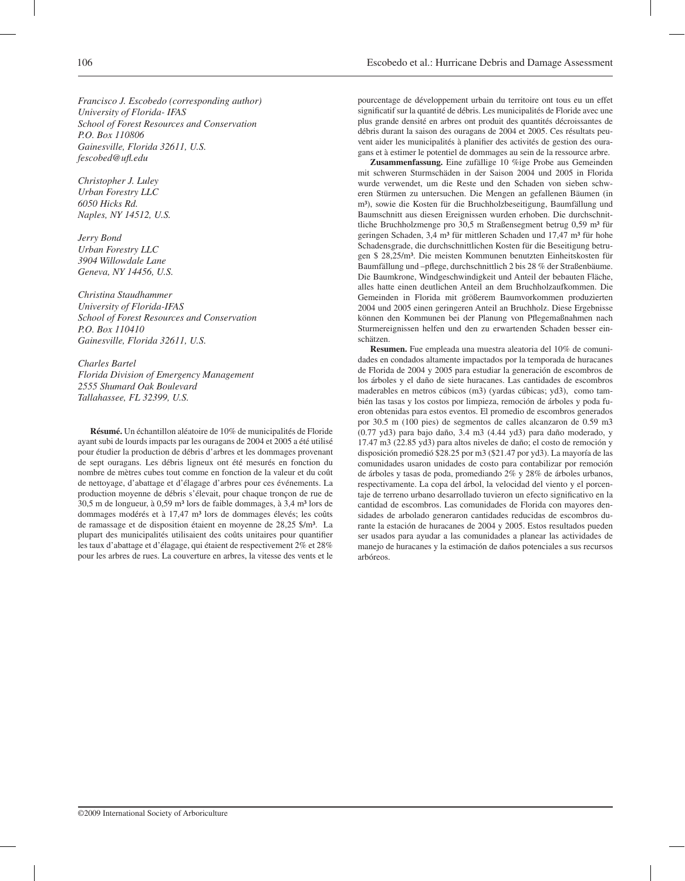*Francisco J. Escobedo (corresponding author)*
*University of Florida- IFAS*
*School of Forest Resources and Conservation*
*P.O. Box 110806*
*Gainesville, Florida 32611, U.S.*
*fescobed@ufl.edu*

*Christopher J. Luley*
*Urban Forestry LLC*
*6050 Hicks Rd.*
*Naples, NY 14512, U.S.*

*Jerry Bond*
*Urban Forestry LLC*
*3904 Willowdale Lane*
*Geneva, NY 14456, U.S.*

*Christina Staudhammer*
*University of Florida-IFAS*
*School of Forest Resources and Conservation*
*P.O. Box 110410*
*Gainesville, Florida 32611, U.S.*

*Charles Bartel*
*Florida Division of Emergency Management*
*2555 Shumard Oak Boulevard*
*Tallahassee, FL 32399, U.S.*

**Résumé.** Un échantillon aléatoire de 10% de municipalités de Floride ayant subi de lourds impacts par les ouragans de 2004 et 2005 a été utilisé pour étudier la production de débris d'arbres et les dommages provenant de sept ouragans. Les débris ligneux ont été mesurés en fonction du nombre de mètres cubes tout comme en fonction de la valeur et du coût de nettoyage, d'abattage et d'élagage d'arbres pour ces événements. La production moyenne de débris s'élevait, pour chaque tronçon de rue de 30,5 m de longueur, à 0,59 m³ lors de faible dommages, à 3,4 m³ lors de dommages modérés et à 17,47 m³ lors de dommages élevés; les coûts de ramassage et de disposition étaient en moyenne de 28,25 $/m³. La plupart des municipalités utilisaient des coûts unitaires pour quantifier les taux d'abattage et d'élagage, qui étaient de respectivement 2% et 28% pour les arbres de rues. La couverture en arbres, la vitesse des vents et le pourcentage de développement urbain du territoire ont tous eu un effet significatif sur la quantité de débris. Les municipalités de Floride avec une plus grande densité en arbres ont produit des quantités décroissantes de débris durant la saison des ouragans de 2004 et 2005. Ces résultats peuvent aider les municipalités à planifier des activités de gestion des ouragans et à estimer le potentiel de dommages au sein de la ressource arbre.

**Zusammenfassung.** Eine zufällige 10 %ige Probe aus Gemeinden mit schweren Sturmschäden in der Saison 2004 und 2005 in Florida wurde verwendet, um die Reste und den Schaden von sieben schweren Stürmen zu untersuchen. Die Mengen an gefallenen Bäumen (in m³), sowie die Kosten für die Bruchholzbeseitigung, Baumfällung und Baumschnitt aus diesen Ereignissen wurden erhoben. Die durchschnittliche Bruchholzmenge pro 30,5 m Straßensegment betrug 0,59 m³ für geringen Schaden, 3,4 m³ für mittleren Schaden und 17,47 m³ für hohe Schadensgrade, die durchschnittlichen Kosten für die Beseitigung betrugen $ 28,25/m³. Die meisten Kommunen benutzten Einheitskosten für Baumfällung und –pflege, durchschnittlich 2 bis 28 % der Straßenbäume. Die Baumkrone, Windgeschwindigkeit und Anteil der bebauten Fläche, alles hatte einen deutlichen Anteil an dem Bruchholzaufkommen. Die Gemeinden in Florida mit größerem Baumvorkommen produzierten 2004 und 2005 einen geringeren Anteil an Bruchholz. Diese Ergebnisse können den Kommunen bei der Planung von Pflegemaßnahmen nach Sturmereignissen helfen und den zu erwartenden Schaden besser einschätzen.

**Resumen.** Fue empleada una muestra aleatoria del 10% de comunidades en condados altamente impactados por la temporada de huracanes de Florida de 2004 y 2005 para estudiar la generación de escombros de los árboles y el daño de siete huracanes. Las cantidades de escombros maderables en metros cúbicos (m3) (yardas cúbicas; yd3), como también las tasas y los costos por limpieza, remoción de árboles y poda fueron obtenidas para estos eventos. El promedio de escombros generados por 30.5 m (100 pies) de segmentos de calles alcanzaron de 0.59 m3 (0.77 yd3) para bajo daño, 3.4 m3 (4.44 yd3) para daño moderado, y 17.47 m3 (22.85 yd3) para altos niveles de daño; el costo de remoción y disposición promedió $28.25 por m3 ($21.47 por yd3). La mayoría de las comunidades usaron unidades de costo para contabilizar por remoción de árboles y tasas de poda, promediando 2% y 28% de árboles urbanos, respectivamente. La copa del árbol, la velocidad del viento y el porcentaje de terreno urbano desarrollado tuvieron un efecto significativo en la cantidad de escombros. Las comunidades de Florida con mayores densidades de arbolado generaron cantidades reducidas de escombros durante la estación de huracanes de 2004 y 2005. Estos resultados pueden ser usados para ayudar a las comunidades a planear las actividades de manejo de huracanes y la estimación de daños potenciales a sus recursos arbóreos.

©2009 International Society of Arboriculture